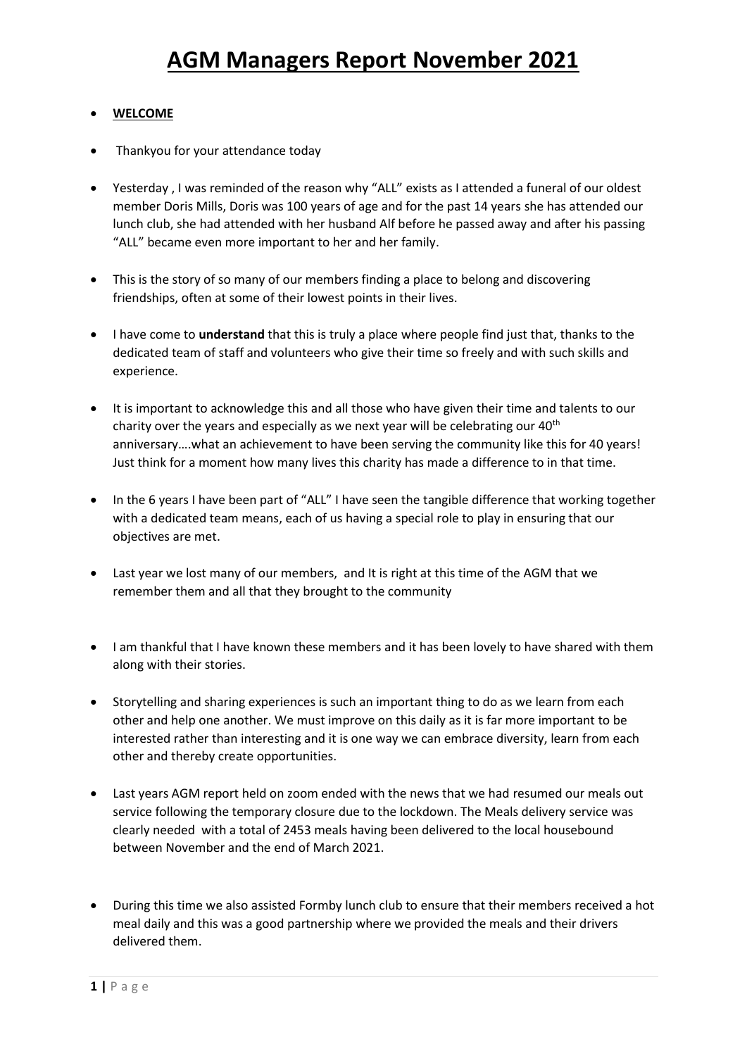# AGM Managers Report November 2021

- **WELCOME**
- Thankyou for your attendance today
- Yesterday , I was reminded of the reason why "ALL" exists as I attended a funeral of our oldest member Doris Mills, Doris was 100 years of age and for the past 14 years she has attended our lunch club, she had attended with her husband Alf before he passed away and after his passing "ALL" became even more important to her and her family.
- This is the story of so many of our members finding a place to belong and discovering friendships, often at some of their lowest points in their lives.
- I have come to **understand** that this is truly a place where people find just that, thanks to the dedicated team of staff and volunteers who give their time so freely and with such skills and experience.
- It is important to acknowledge this and all those who have given their time and talents to our charity over the years and especially as we next year will be celebrating our 40th anniversary….what an achievement to have been serving the community like this for 40 years! Just think for a moment how many lives this charity has made a difference to in that time.
- In the 6 years I have been part of "ALL" I have seen the tangible difference that working together with a dedicated team means, each of us having a special role to play in ensuring that our objectives are met.
- Last year we lost many of our members, and It is right at this time of the AGM that we remember them and all that they brought to the community
- I am thankful that I have known these members and it has been lovely to have shared with them along with their stories.
- Storytelling and sharing experiences is such an important thing to do as we learn from each other and help one another. We must improve on this daily as it is far more important to be interested rather than interesting and it is one way we can embrace diversity, learn from each other and thereby create opportunities.
- Last years AGM report held on zoom ended with the news that we had resumed our meals out service following the temporary closure due to the lockdown. The Meals delivery service was clearly needed with a total of 2453 meals having been delivered to the local housebound between November and the end of March 2021.
- During this time we also assisted Formby lunch club to ensure that their members received a hot meal daily and this was a good partnership where we provided the meals and their drivers delivered them.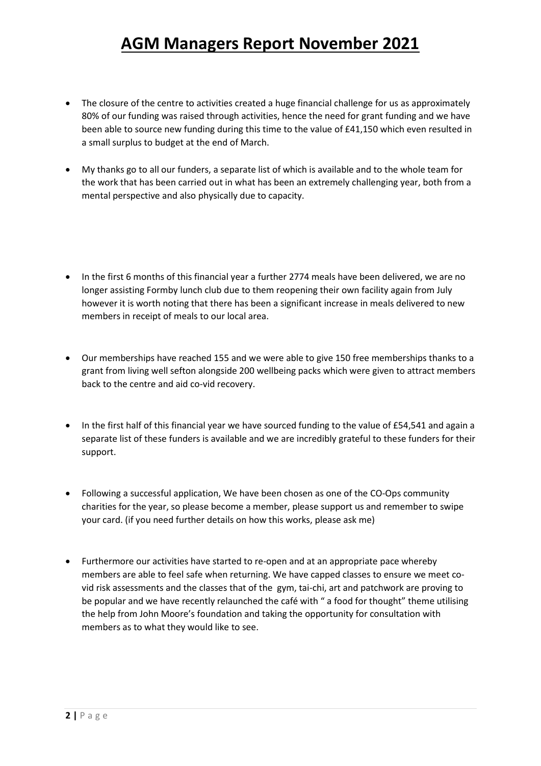# AGM Managers Report November 2021

- The closure of the centre to activities created a huge financial challenge for us as approximately 80% of our funding was raised through activities, hence the need for grant funding and we have been able to source new funding during this time to the value of £41,150 which even resulted in a small surplus to budget at the end of March.

- My thanks go to all our funders, a separate list of which is available and to the whole team for the work that has been carried out in what has been an extremely challenging year, both from a mental perspective and also physically due to capacity.

- In the first 6 months of this financial year a further 2774 meals have been delivered, we are no longer assisting Formby lunch club due to them reopening their own facility again from July however it is worth noting that there has been a significant increase in meals delivered to new members in receipt of meals to our local area.

- Our memberships have reached 155 and we were able to give 150 free memberships thanks to a grant from living well sefton alongside 200 wellbeing packs which were given to attract members back to the centre and aid co-vid recovery.

- In the first half of this financial year we have sourced funding to the value of £54,541 and again a separate list of these funders is available and we are incredibly grateful to these funders for their support.

- Following a successful application, We have been chosen as one of the CO-Ops community charities for the year, so please become a member, please support us and remember to swipe your card. (if you need further details on how this works, please ask me)

- Furthermore our activities have started to re-open and at an appropriate pace whereby members are able to feel safe when returning. We have capped classes to ensure we meet co-vid risk assessments and the classes that of the gym, tai-chi, art and patchwork are proving to be popular and we have recently relaunched the café with " a food for thought" theme utilising the help from John Moore's foundation and taking the opportunity for consultation with members as to what they would like to see.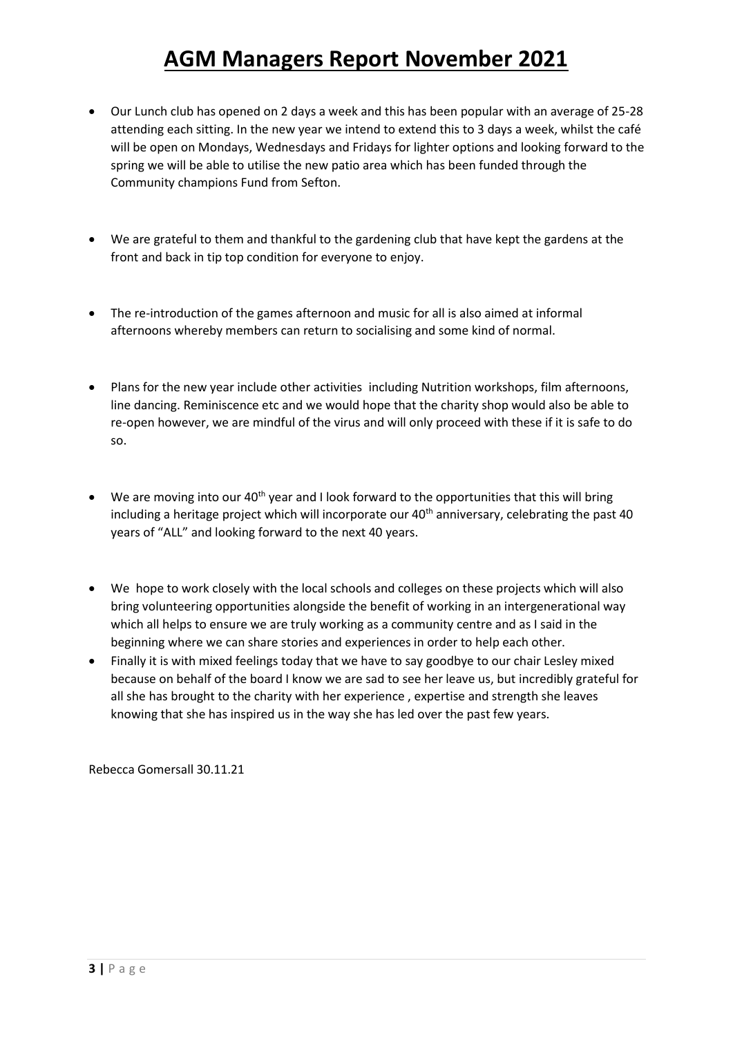# AGM Managers Report November 2021

- Our Lunch club has opened on 2 days a week and this has been popular with an average of 25-28 attending each sitting. In the new year we intend to extend this to 3 days a week, whilst the café will be open on Mondays, Wednesdays and Fridays for lighter options and looking forward to the spring we will be able to utilise the new patio area which has been funded through the Community champions Fund from Sefton.

- We are grateful to them and thankful to the gardening club that have kept the gardens at the front and back in tip top condition for everyone to enjoy.

- The re-introduction of the games afternoon and music for all is also aimed at informal afternoons whereby members can return to socialising and some kind of normal.

- Plans for the new year include other activities including Nutrition workshops, film afternoons, line dancing. Reminiscence etc and we would hope that the charity shop would also be able to re-open however, we are mindful of the virus and will only proceed with these if it is safe to do so.

- We are moving into our 40th year and I look forward to the opportunities that this will bring including a heritage project which will incorporate our 40th anniversary, celebrating the past 40 years of "ALL" and looking forward to the next 40 years.

- We hope to work closely with the local schools and colleges on these projects which will also bring volunteering opportunities alongside the benefit of working in an intergenerational way which all helps to ensure we are truly working as a community centre and as I said in the beginning where we can share stories and experiences in order to help each other.
- Finally it is with mixed feelings today that we have to say goodbye to our chair Lesley mixed because on behalf of the board I know we are sad to see her leave us, but incredibly grateful for all she has brought to the charity with her experience , expertise and strength she leaves knowing that she has inspired us in the way she has led over the past few years.

Rebecca Gomersall 30.11.21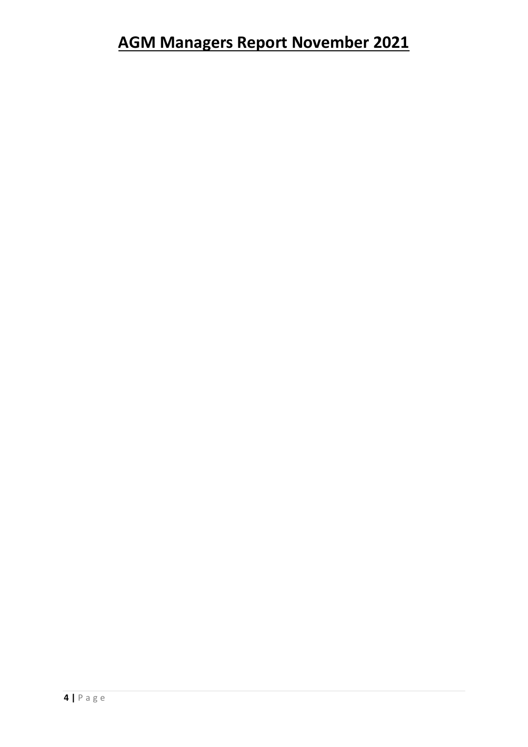# **AGM Managers Report November 2021**